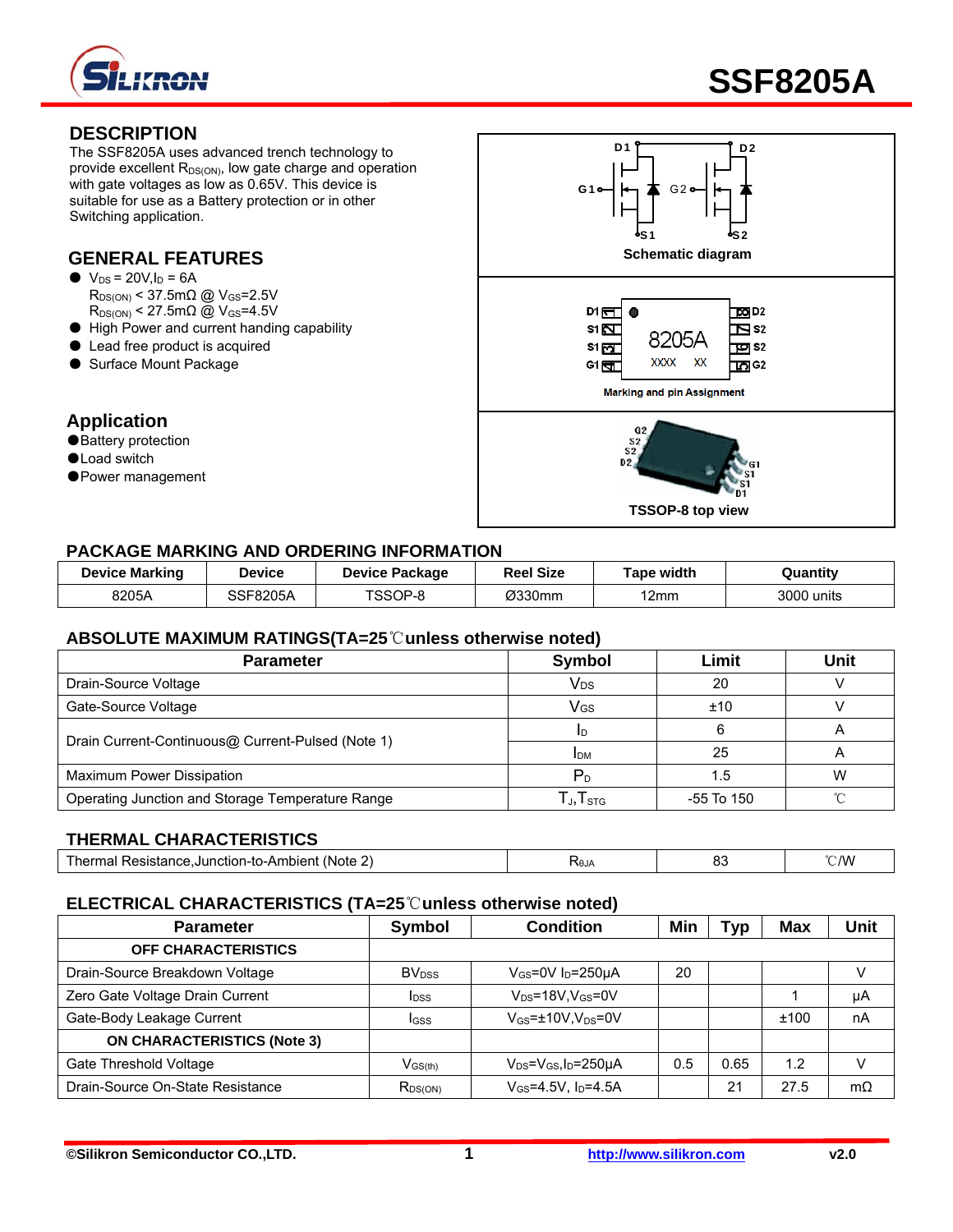# SSF8205A

## DESCRIPTION

The SSF8205A uses advanced trench technology to provide excellent $R_{DS(ON)}$, low gate charge and operation with gate voltages as low as 0.65V. This device is suitable for use as a Battery protection or in other Switching application.

## GENERAL FEATURES

- $V_{DS}$ = 20V,$I_D$ = 6A
  $R_{DS(ON)}$ < 37.5mΩ @ $V_{GS}$=2.5V
  $R_{DS(ON)}$ < 27.5mΩ @ $V_{GS}$=4.5V
- High Power and current handing capability
- Lead free product is acquired
- Surface Mount Package

## Application

- Battery protection
- Load switch
- Power management

Schematic diagram

Marking and pin Assignment

TSSOP-8 top view

## PACKAGE MARKING AND ORDERING INFORMATION

| Device Marking | Device | Device Package | Reel Size | Tape width | Quantity |
|---|---|---|---|---|---|
| 8205A | SSF8205A | TSSOP-8 | Ø330mm | 12mm | 3000 units |

## ABSOLUTE MAXIMUM RATINGS(TA=25℃unless otherwise noted)

| Parameter | Symbol | Limit | Unit |
|---|---|---|---|
| Drain-Source Voltage | $V_{DS}$ | 20 | V |
| Gate-Source Voltage | $V_{GS}$ | ±10 | V |
| Drain Current-Continuous@ Current-Pulsed (Note 1) | $I_D$ | 6 | A |
| | $I_{DM}$ | 25 | A |
| Maximum Power Dissipation | $P_D$ | 1.5 | W |
| Operating Junction and Storage Temperature Range | $T_J$,$T_{STG}$ | -55 To 150 | ℃ |

## THERMAL CHARACTERISTICS

| Parameter | Symbol | Limit | Unit |
|---|---|---|---|
| Thermal Resistance,Junction-to-Ambient (Note 2) | $R_{\theta JA}$ | 83 | ℃/W |

## ELECTRICAL CHARACTERISTICS (TA=25℃unless otherwise noted)

| Parameter | Symbol | Condition | Min | Typ | Max | Unit |
|---|---|---|---|---|---|---|
| **OFF CHARACTERISTICS** | | | | | | |
| Drain-Source Breakdown Voltage | $BV_{DSS}$ | $V_{GS}$=0V $I_D$=250μA | 20 | | | V |
| Zero Gate Voltage Drain Current | $I_{DSS}$ | $V_{DS}$=18V,$V_{GS}$=0V | | | 1 | μA |
| Gate-Body Leakage Current | $I_{GSS}$ | $V_{GS}$=±10V,$V_{DS}$=0V | | | ±100 | nA |
| **ON CHARACTERISTICS (Note 3)** | | | | | | |
| Gate Threshold Voltage | $V_{GS(th)}$ | $V_{DS}$=$V_{GS}$,$I_D$=250μA | 0.5 | 0.65 | 1.2 | V |
| Drain-Source On-State Resistance | $R_{DS(ON)}$ | $V_{GS}$=4.5V, $I_D$=4.5A | | 21 | 27.5 | mΩ |

©Silikron Semiconductor CO.,LTD. http://www.silikron.com v2.0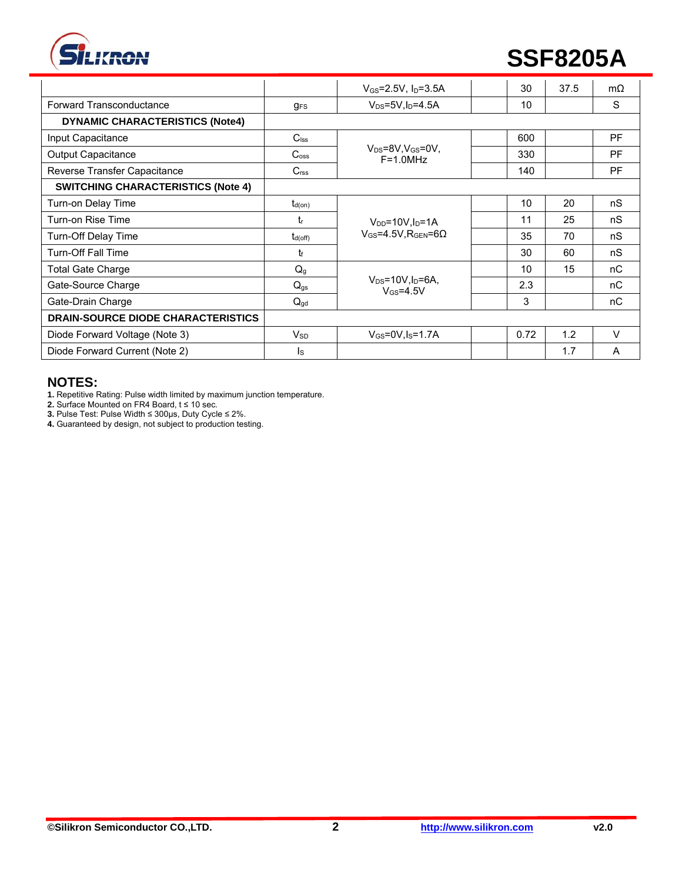| | | | | | | |
|---|---|---|---|---|---|---|
| | | $V_{GS}$=2.5V, $I_D$=3.5A | | 30 | 37.5 | mΩ |
| Forward Transconductance | $g_{FS}$ | $V_{DS}$=5V,$I_D$=4.5A | | 10 | | S |
| **DYNAMIC CHARACTERISTICS (Note4)** | | | | | | |
| Input Capacitance | $C_{lss}$ | $V_{DS}$=8V,$V_{GS}$=0V, F=1.0MHz | | 600 | | PF |
| Output Capacitance | $C_{oss}$ | | | 330 | | PF |
| Reverse Transfer Capacitance | $C_{rss}$ | | | 140 | | PF |
| **SWITCHING CHARACTERISTICS (Note 4)** | | | | | | |
| Turn-on Delay Time | $t_{d(on)}$ | $V_{DD}$=10V,$I_D$=1A $V_{GS}$=4.5V,$R_{GEN}$=6Ω | | 10 | 20 | nS |
| Turn-on Rise Time | $t_r$ | | | 11 | 25 | nS |
| Turn-Off Delay Time | $t_{d(off)}$ | | | 35 | 70 | nS |
| Turn-Off Fall Time | $t_f$ | | | 30 | 60 | nS |
| Total Gate Charge | $Q_g$ | $V_{DS}$=10V,$I_D$=6A, $V_{GS}$=4.5V | | 10 | 15 | nC |
| Gate-Source Charge | $Q_{gs}$ | | | 2.3 | | nC |
| Gate-Drain Charge | $Q_{gd}$ | | | 3 | | nC |
| **DRAIN-SOURCE DIODE CHARACTERISTICS** | | | | | | |
| Diode Forward Voltage (Note 3) | $V_{SD}$ | $V_{GS}$=0V,$I_S$=1.7A | | 0.72 | 1.2 | V |
| Diode Forward Current (Note 2) | $I_S$ | | | | 1.7 | A |

## NOTES:

**1.** Repetitive Rating: Pulse width limited by maximum junction temperature.
**2.** Surface Mounted on FR4 Board, t ≤ 10 sec.
**3.** Pulse Test: Pulse Width ≤ 300μs, Duty Cycle ≤ 2%.
**4.** Guaranteed by design, not subject to production testing.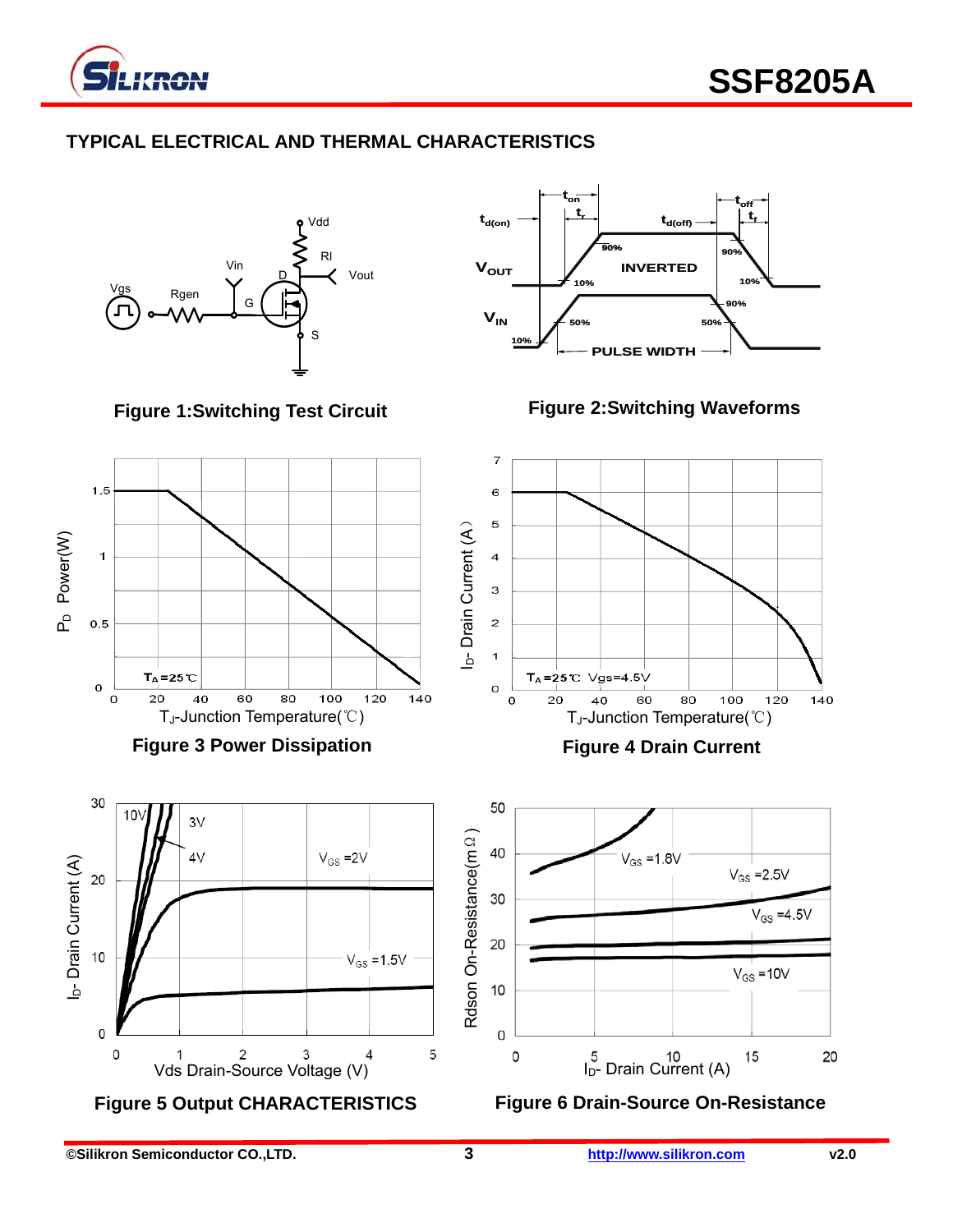## TYPICAL ELECTRICAL AND THERMAL CHARACTERISTICS

Figure 1:Switching Test Circuit

Figure 2:Switching Waveforms

Figure 3 Power Dissipation

Figure 4 Drain Current

Figure 5 Output CHARACTERISTICS

Figure 6 Drain-Source On-Resistance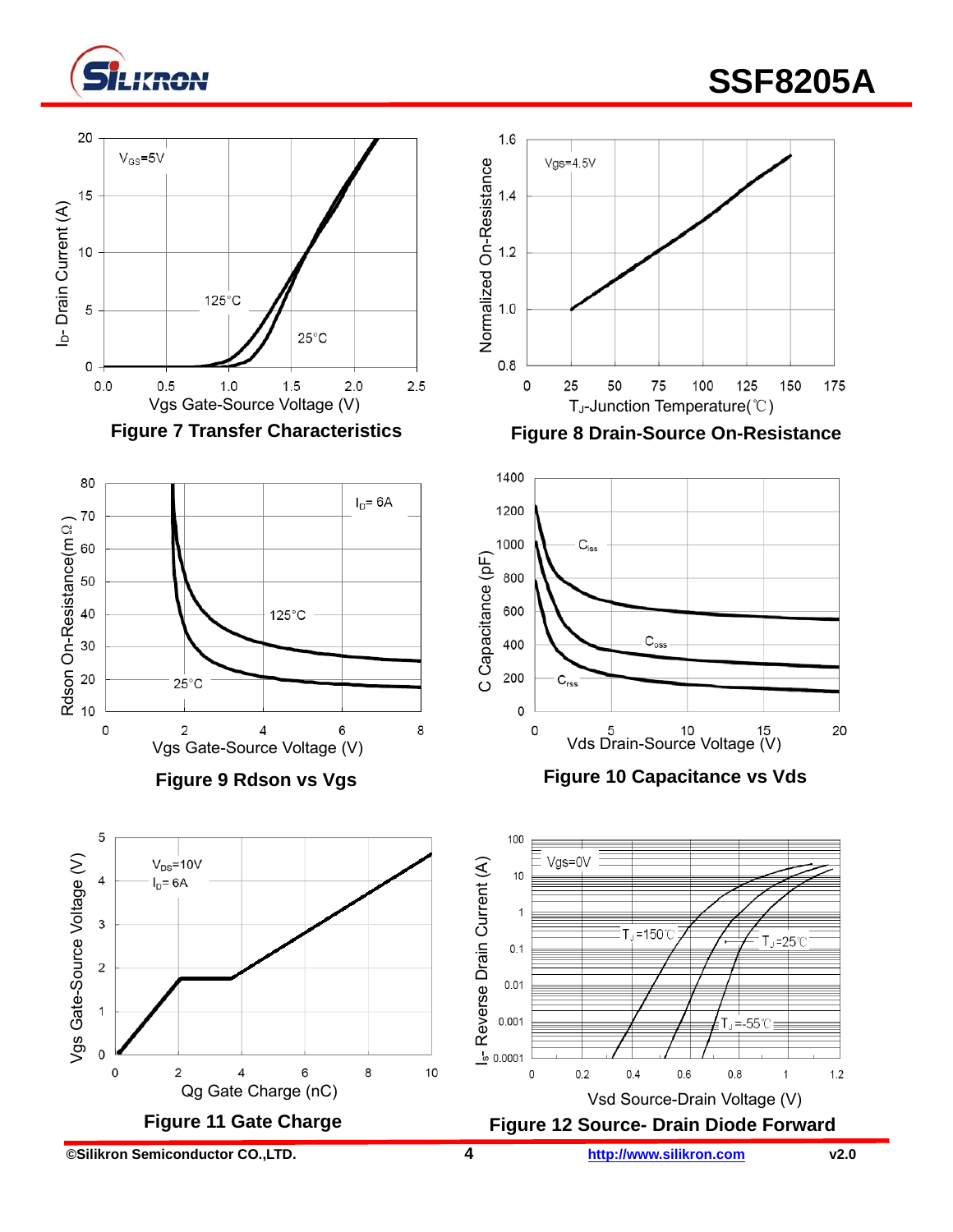**Figure 7 Transfer Characteristics**

**Figure 8 Drain-Source On-Resistance**

**Figure 9 Rdson vs Vgs**

**Figure 10 Capacitance vs Vds**

**Figure 11 Gate Charge**

**Figure 12 Source- Drain Diode Forward**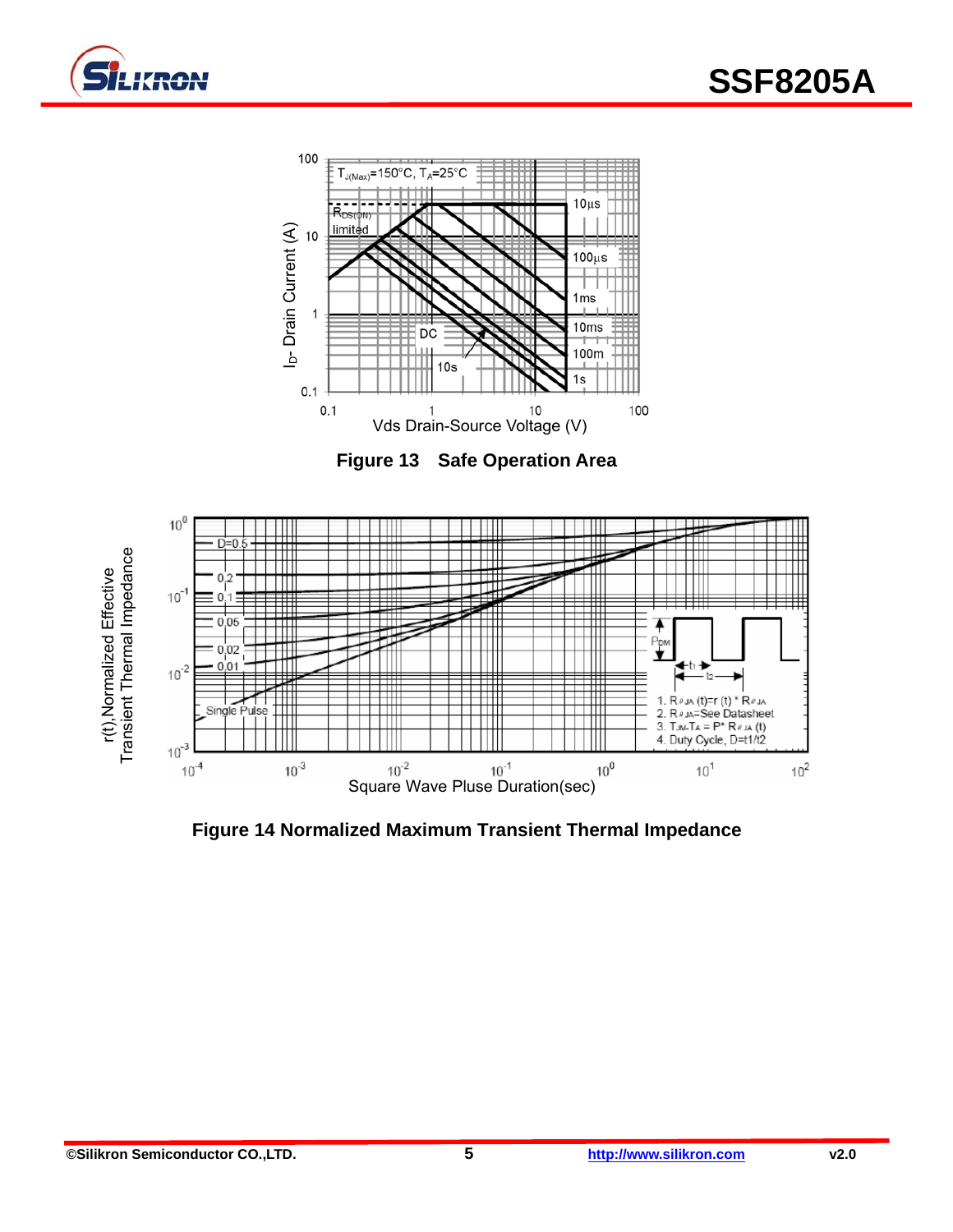Figure 13 Safe Operation Area

Figure 14 Normalized Maximum Transient Thermal Impedance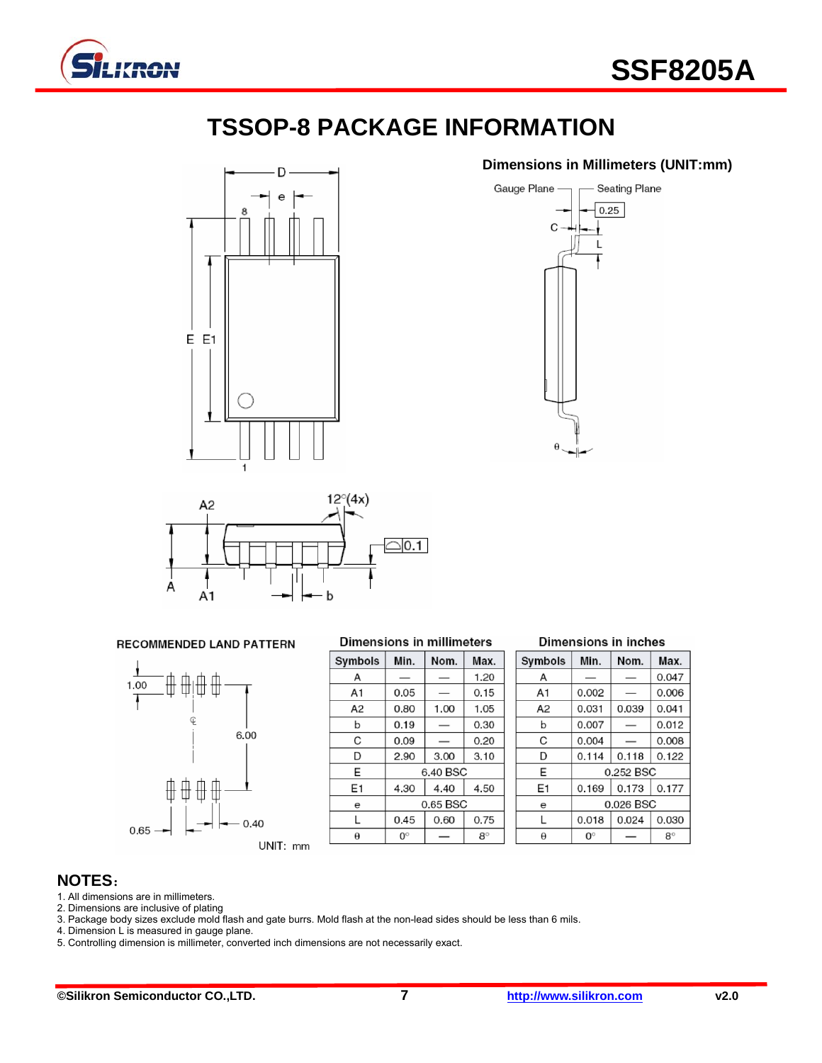# TSSOP-8 PACKAGE INFORMATION

**Dimensions in Millimeters (UNIT:mm)**

RECOMMENDED LAND PATTERN

UNIT: mm

| Dimensions in millimeters | | | |
|---|---|---|---|
| Symbols | Min. | Nom. | Max. |
| A | — | — | 1.20 |
| A1 | 0.05 | — | 0.15 |
| A2 | 0.80 | 1.00 | 1.05 |
| b | 0.19 | — | 0.30 |
| C | 0.09 | — | 0.20 |
| D | 2.90 | 3.00 | 3.10 |
| E | 6.40 BSC | | |
| E1 | 4.30 | 4.40 | 4.50 |
| e | 0.65 BSC | | |
| L | 0.45 | 0.60 | 0.75 |
| θ | 0° | — | 8° |

| Dimensions in inches | | | |
|---|---|---|---|
| Symbols | Min. | Nom. | Max. |
| A | — | — | 0.047 |
| A1 | 0.002 | — | 0.006 |
| A2 | 0.031 | 0.039 | 0.041 |
| b | 0.007 | — | 0.012 |
| C | 0.004 | — | 0.008 |
| D | 0.114 | 0.118 | 0.122 |
| E | 0.252 BSC | | |
| E1 | 0.169 | 0.173 | 0.177 |
| e | 0.026 BSC | | |
| L | 0.018 | 0.024 | 0.030 |
| θ | 0° | — | 8° |

## NOTES:

1. All dimensions are in millimeters.
2. Dimensions are inclusive of plating
3. Package body sizes exclude mold flash and gate burrs. Mold flash at the non-lead sides should be less than 6 mils.
4. Dimension L is measured in gauge plane.
5. Controlling dimension is millimeter, converted inch dimensions are not necessarily exact.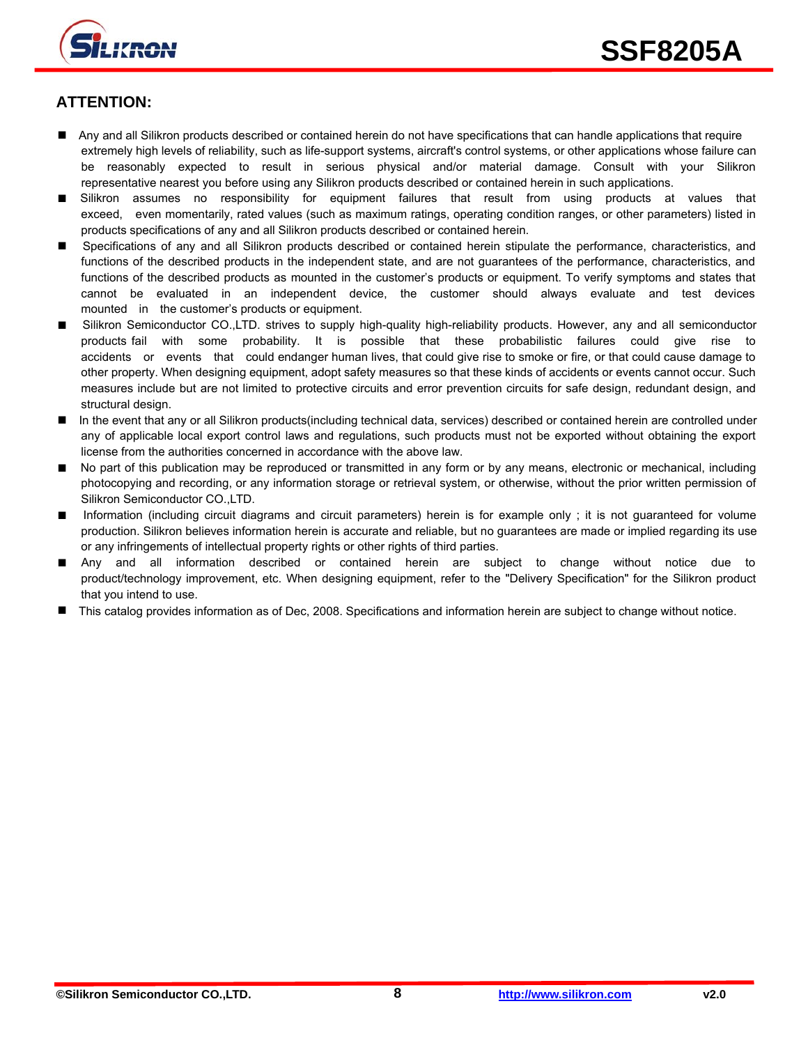## ATTENTION:

- Any and all Silikron products described or contained herein do not have specifications that can handle applications that require extremely high levels of reliability, such as life-support systems, aircraft's control systems, or other applications whose failure can be reasonably expected to result in serious physical and/or material damage. Consult with your Silikron representative nearest you before using any Silikron products described or contained herein in such applications.
- Silikron assumes no responsibility for equipment failures that result from using products at values that exceed, even momentarily, rated values (such as maximum ratings, operating condition ranges, or other parameters) listed in products specifications of any and all Silikron products described or contained herein.
- Specifications of any and all Silikron products described or contained herein stipulate the performance, characteristics, and functions of the described products in the independent state, and are not guarantees of the performance, characteristics, and functions of the described products as mounted in the customer's products or equipment. To verify symptoms and states that cannot be evaluated in an independent device, the customer should always evaluate and test devices mounted in the customer's products or equipment.
- Silikron Semiconductor CO.,LTD. strives to supply high-quality high-reliability products. However, any and all semiconductor products fail with some probability. It is possible that these probabilistic failures could give rise to accidents or events that could endanger human lives, that could give rise to smoke or fire, or that could cause damage to other property. When designing equipment, adopt safety measures so that these kinds of accidents or events cannot occur. Such measures include but are not limited to protective circuits and error prevention circuits for safe design, redundant design, and structural design.
- In the event that any or all Silikron products(including technical data, services) described or contained herein are controlled under any of applicable local export control laws and regulations, such products must not be exported without obtaining the export license from the authorities concerned in accordance with the above law.
- No part of this publication may be reproduced or transmitted in any form or by any means, electronic or mechanical, including photocopying and recording, or any information storage or retrieval system, or otherwise, without the prior written permission of Silikron Semiconductor CO.,LTD.
- Information (including circuit diagrams and circuit parameters) herein is for example only ; it is not guaranteed for volume production. Silikron believes information herein is accurate and reliable, but no guarantees are made or implied regarding its use or any infringements of intellectual property rights or other rights of third parties.
- Any and all information described or contained herein are subject to change without notice due to product/technology improvement, etc. When designing equipment, refer to the "Delivery Specification" for the Silikron product that you intend to use.
- This catalog provides information as of Dec, 2008. Specifications and information herein are subject to change without notice.